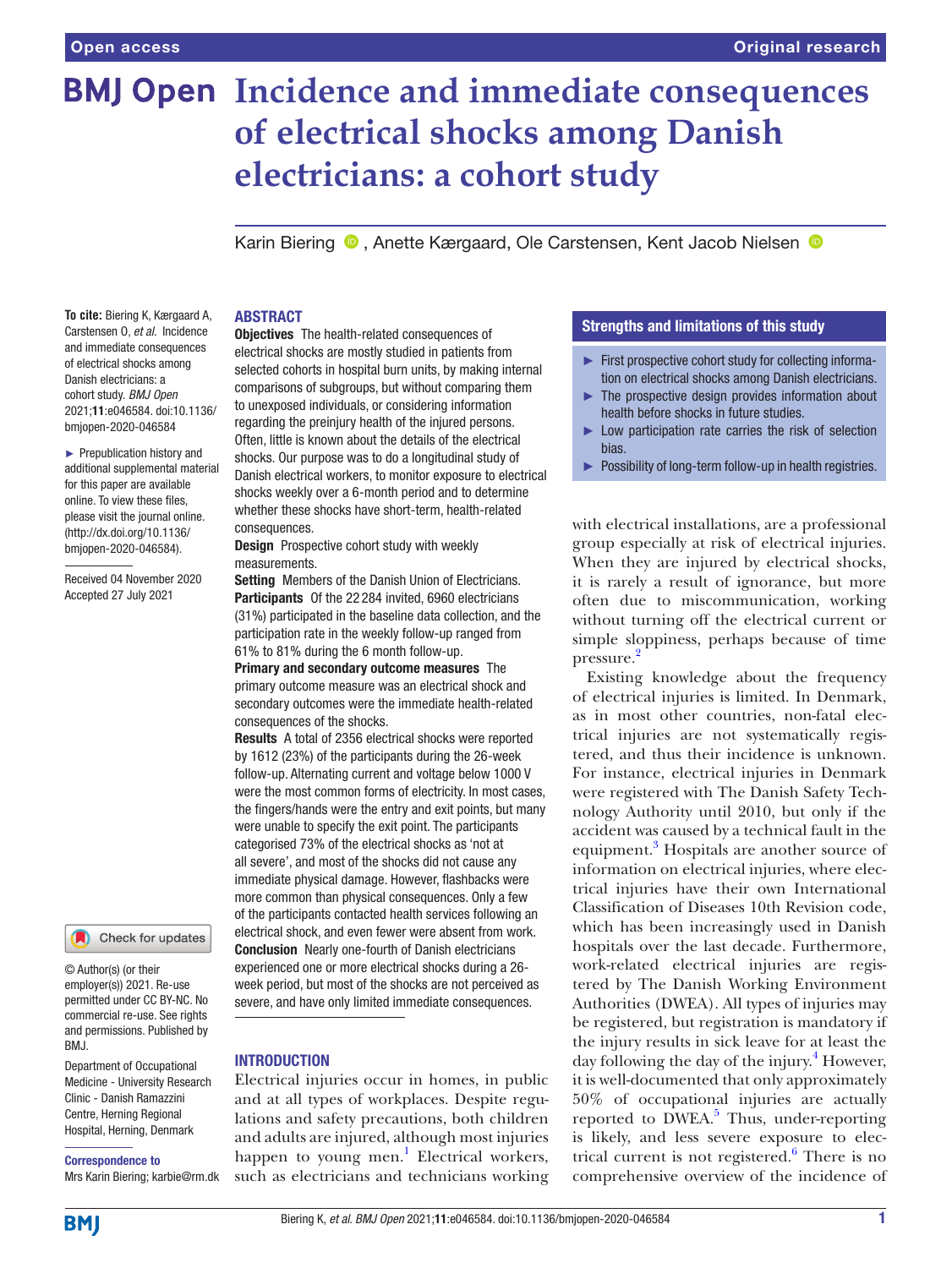# Incidence and immediate consequences of electrical shocks among Danish electricians: a cohort study

Karin Biering, Anette Kærgaard, Ole Carstensen, Kent Jacob Nielsen

**To cite:** Biering K, Kærgaard A, Carstensen O, *et al*. Incidence and immediate consequences of electrical shocks among Danish electricians: a cohort study. *BMJ Open* 2021;**11**:e046584. doi:10.1136/bmjopen-2020-046584

► Prepublication history and additional supplemental material for this paper are available online. To view these files, please visit the journal online. (http://dx.doi.org/10.1136/bmjopen-2020-046584).

Received 04 November 2020
Accepted 27 July 2021

© Author(s) (or their employer(s)) 2021. Re-use permitted under CC BY-NC. No commercial re-use. See rights and permissions. Published by BMJ.

Department of Occupational Medicine - University Research Clinic - Danish Ramazzini Centre, Herning Regional Hospital, Herning, Denmark

**Correspondence to**
Mrs Karin Biering; karbie@rm.dk

## ABSTRACT

**Objectives** The health-related consequences of electrical shocks are mostly studied in patients from selected cohorts in hospital burn units, by making internal comparisons of subgroups, but without comparing them to unexposed individuals, or considering information regarding the preinjury health of the injured persons. Often, little is known about the details of the electrical shocks. Our purpose was to do a longitudinal study of Danish electrical workers, to monitor exposure to electrical shocks weekly over a 6-month period and to determine whether these shocks have short-term, health-related consequences.

**Design** Prospective cohort study with weekly measurements.

**Setting** Members of the Danish Union of Electricians.

**Participants** Of the 22 284 invited, 6960 electricians (31%) participated in the baseline data collection, and the participation rate in the weekly follow-up ranged from 61% to 81% during the 6 month follow-up.

**Primary and secondary outcome measures** The primary outcome measure was an electrical shock and secondary outcomes were the immediate health-related consequences of the shocks.

**Results** A total of 2356 electrical shocks were reported by 1612 (23%) of the participants during the 26-week follow-up. Alternating current and voltage below 1000 V were the most common forms of electricity. In most cases, the fingers/hands were the entry and exit points, but many were unable to specify the exit point. The participants categorised 73% of the electrical shocks as 'not at all severe', and most of the shocks did not cause any immediate physical damage. However, flashbacks were more common than physical consequences. Only a few of the participants contacted health services following an electrical shock, and even fewer were absent from work.

**Conclusion** Nearly one-fourth of Danish electricians experienced one or more electrical shocks during a 26-week period, but most of the shocks are not perceived as severe, and have only limited immediate consequences.

### Strengths and limitations of this study

- ► First prospective cohort study for collecting information on electrical shocks among Danish electricians.
- ► The prospective design provides information about health before shocks in future studies.
- ► Low participation rate carries the risk of selection bias.
- ► Possibility of long-term follow-up in health registries.

## INTRODUCTION

Electrical injuries occur in homes, in public and at all types of workplaces. Despite regulations and safety precautions, both children and adults are injured, although most injuries happen to young men.[1] Electrical workers, such as electricians and technicians working with electrical installations, are a professional group especially at risk of electrical injuries. When they are injured by electrical shocks, it is rarely a result of ignorance, but more often due to miscommunication, working without turning off the electrical current or simple sloppiness, perhaps because of time pressure.[2]

Existing knowledge about the frequency of electrical injuries is limited. In Denmark, as in most other countries, non-fatal electrical injuries are not systematically registered, and thus their incidence is unknown. For instance, electrical injuries in Denmark were registered with The Danish Safety Technology Authority until 2010, but only if the accident was caused by a technical fault in the equipment.[3] Hospitals are another source of information on electrical injuries, where electrical injuries have their own International Classification of Diseases 10th Revision code, which has been increasingly used in Danish hospitals over the last decade. Furthermore, work-related electrical injuries are registered by The Danish Working Environment Authorities (DWEA). All types of injuries may be registered, but registration is mandatory if the injury results in sick leave for at least the day following the day of the injury.[4] However, it is well-documented that only approximately 50% of occupational injuries are actually reported to DWEA.[5] Thus, under-reporting is likely, and less severe exposure to electrical current is not registered.[6] There is no comprehensive overview of the incidence of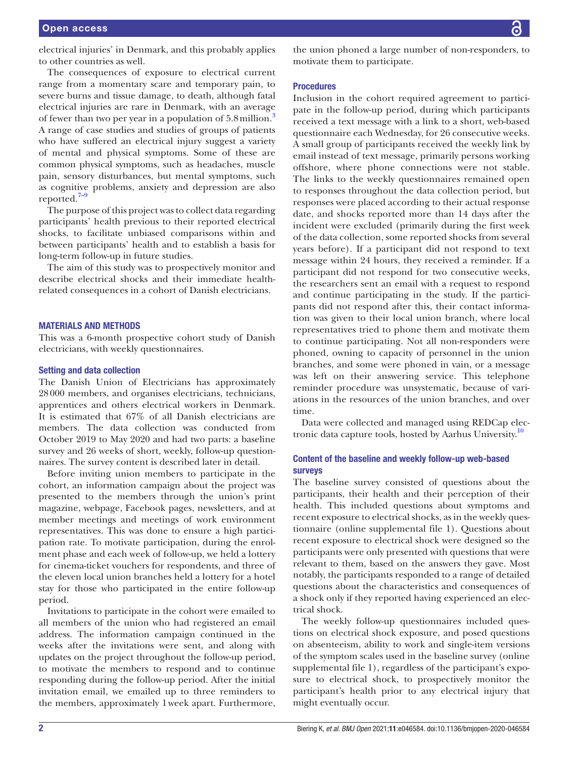electrical injuries' in Denmark, and this probably applies to other countries as well.

The consequences of exposure to electrical current range from a momentary scare and temporary pain, to severe burns and tissue damage, to death, although fatal electrical injuries are rare in Denmark, with an average of fewer than two per year in a population of 5.8 million.[3] A range of case studies and studies of groups of patients who have suffered an electrical injury suggest a variety of mental and physical symptoms. Some of these are common physical symptoms, such as headaches, muscle pain, sensory disturbances, but mental symptoms, such as cognitive problems, anxiety and depression are also reported.[7–9]

The purpose of this project was to collect data regarding participants' health previous to their reported electrical shocks, to facilitate unbiased comparisons within and between participants' health and to establish a basis for long-term follow-up in future studies.

The aim of this study was to prospectively monitor and describe electrical shocks and their immediate health-related consequences in a cohort of Danish electricians.

## MATERIALS AND METHODS

This was a 6-month prospective cohort study of Danish electricians, with weekly questionnaires.

### Setting and data collection

The Danish Union of Electricians has approximately 28 000 members, and organises electricians, technicians, apprentices and others electrical workers in Denmark. It is estimated that 67% of all Danish electricians are members. The data collection was conducted from October 2019 to May 2020 and had two parts: a baseline survey and 26 weeks of short, weekly, follow-up questionnaires. The survey content is described later in detail.

Before inviting union members to participate in the cohort, an information campaign about the project was presented to the members through the union's print magazine, webpage, Facebook pages, newsletters, and at member meetings and meetings of work environment representatives. This was done to ensure a high participation rate. To motivate participation, during the enrolment phase and each week of follow-up, we held a lottery for cinema-ticket vouchers for respondents, and three of the eleven local union branches held a lottery for a hotel stay for those who participated in the entire follow-up period.

Invitations to participate in the cohort were emailed to all members of the union who had registered an email address. The information campaign continued in the weeks after the invitations were sent, and along with updates on the project throughout the follow-up period, to motivate the members to respond and to continue responding during the follow-up period. After the initial invitation email, we emailed up to three reminders to the members, approximately 1 week apart. Furthermore, the union phoned a large number of non-responders, to motivate them to participate.

### Procedures

Inclusion in the cohort required agreement to participate in the follow-up period, during which participants received a text message with a link to a short, web-based questionnaire each Wednesday, for 26 consecutive weeks. A small group of participants received the weekly link by email instead of text message, primarily persons working offshore, where phone connections were not stable. The links to the weekly questionnaires remained open to responses throughout the data collection period, but responses were placed according to their actual response date, and shocks reported more than 14 days after the incident were excluded (primarily during the first week of the data collection, some reported shocks from several years before). If a participant did not respond to text message within 24 hours, they received a reminder. If a participant did not respond for two consecutive weeks, the researchers sent an email with a request to respond and continue participating in the study. If the participants did not respond after this, their contact information was given to their local union branch, where local representatives tried to phone them and motivate them to continue participating. Not all non-responders were phoned, owning to capacity of personnel in the union branches, and some were phoned in vain, or a message was left on their answering service. This telephone reminder procedure was unsystematic, because of variations in the resources of the union branches, and over time.

Data were collected and managed using REDCap electronic data capture tools, hosted by Aarhus University.[10]

### Content of the baseline and weekly follow-up web-based surveys

The baseline survey consisted of questions about the participants, their health and their perception of their health. This included questions about symptoms and recent exposure to electrical shocks, as in the weekly questionnaire (online supplemental file 1). Questions about recent exposure to electrical shock were designed so the participants were only presented with questions that were relevant to them, based on the answers they gave. Most notably, the participants responded to a range of detailed questions about the characteristics and consequences of a shock only if they reported having experienced an electrical shock.

The weekly follow-up questionnaires included questions on electrical shock exposure, and posed questions on absenteeism, ability to work and single-item versions of the symptom scales used in the baseline survey (online supplemental file 1), regardless of the participant's exposure to electrical shock, to prospectively monitor the participant's health prior to any electrical injury that might eventually occur.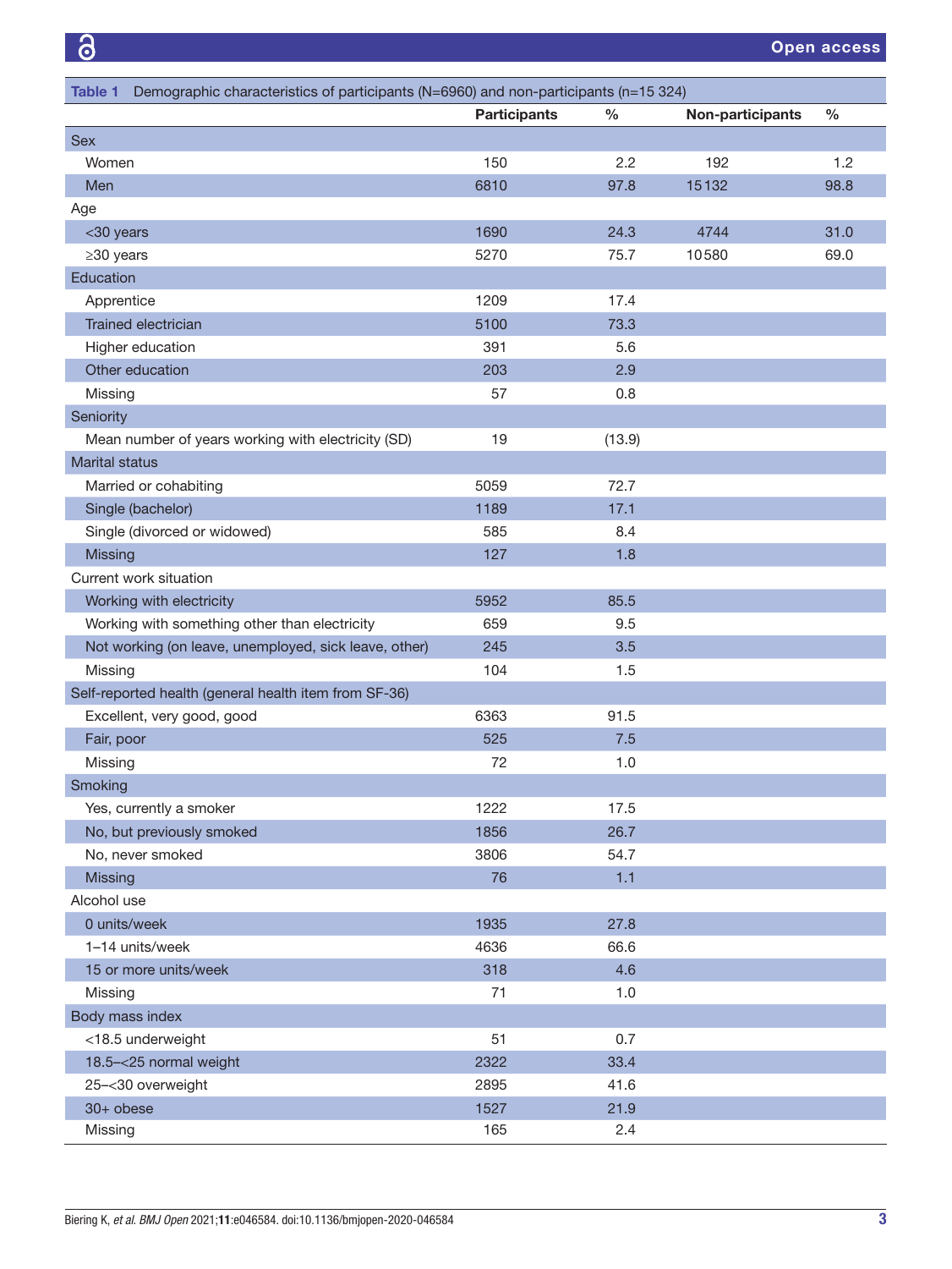**Table 1** Demographic characteristics of participants (N=6960) and non-participants (n=15 324)

| | Participants | % | Non-participants | % |
|---|---|---|---|---|
| Sex | | | | |
| Women | 150 | 2.2 | 192 | 1.2 |
| Men | 6810 | 97.8 | 15132 | 98.8 |
| Age | | | | |
| <30 years | 1690 | 24.3 | 4744 | 31.0 |
| ≥30 years | 5270 | 75.7 | 10580 | 69.0 |
| Education | | | | |
| Apprentice | 1209 | 17.4 | | |
| Trained electrician | 5100 | 73.3 | | |
| Higher education | 391 | 5.6 | | |
| Other education | 203 | 2.9 | | |
| Missing | 57 | 0.8 | | |
| Seniority | | | | |
| Mean number of years working with electricity (SD) | 19 | (13.9) | | |
| Marital status | | | | |
| Married or cohabiting | 5059 | 72.7 | | |
| Single (bachelor) | 1189 | 17.1 | | |
| Single (divorced or widowed) | 585 | 8.4 | | |
| Missing | 127 | 1.8 | | |
| Current work situation | | | | |
| Working with electricity | 5952 | 85.5 | | |
| Working with something other than electricity | 659 | 9.5 | | |
| Not working (on leave, unemployed, sick leave, other) | 245 | 3.5 | | |
| Missing | 104 | 1.5 | | |
| Self-reported health (general health item from SF-36) | | | | |
| Excellent, very good, good | 6363 | 91.5 | | |
| Fair, poor | 525 | 7.5 | | |
| Missing | 72 | 1.0 | | |
| Smoking | | | | |
| Yes, currently a smoker | 1222 | 17.5 | | |
| No, but previously smoked | 1856 | 26.7 | | |
| No, never smoked | 3806 | 54.7 | | |
| Missing | 76 | 1.1 | | |
| Alcohol use | | | | |
| 0 units/week | 1935 | 27.8 | | |
| 1–14 units/week | 4636 | 66.6 | | |
| 15 or more units/week | 318 | 4.6 | | |
| Missing | 71 | 1.0 | | |
| Body mass index | | | | |
| <18.5 underweight | 51 | 0.7 | | |
| 18.5–<25 normal weight | 2322 | 33.4 | | |
| 25–<30 overweight | 2895 | 41.6 | | |
| 30+ obese | 1527 | 21.9 | | |
| Missing | 165 | 2.4 | | |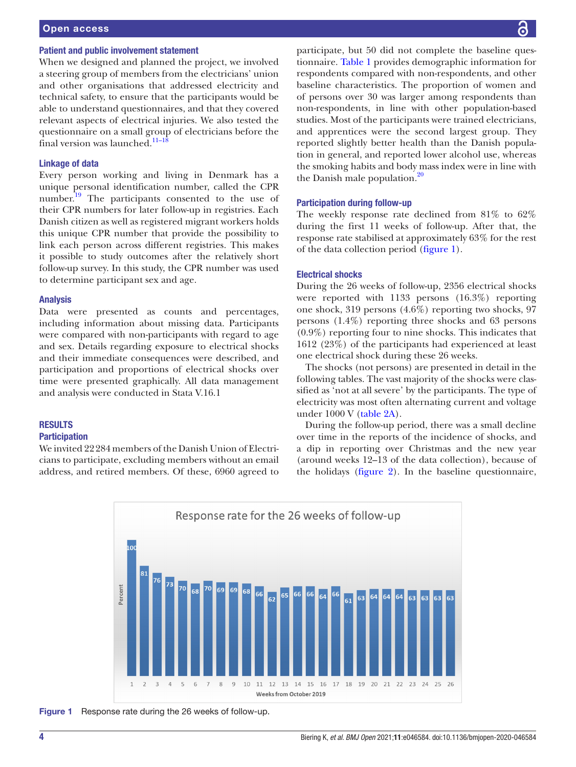### Patient and public involvement statement

When we designed and planned the project, we involved a steering group of members from the electricians' union and other organisations that addressed electricity and technical safety, to ensure that the participants would be able to understand questionnaires, and that they covered relevant aspects of electrical injuries. We also tested the questionnaire on a small group of electricians before the final version was launched.[11–18]

### Linkage of data

Every person working and living in Denmark has a unique personal identification number, called the CPR number.[19] The participants consented to the use of their CPR numbers for later follow-up in registries. Each Danish citizen as well as registered migrant workers holds this unique CPR number that provide the possibility to link each person across different registries. This makes it possible to study outcomes after the relatively short follow-up survey. In this study, the CPR number was used to determine participant sex and age.

### Analysis

Data were presented as counts and percentages, including information about missing data. Participants were compared with non-participants with regard to age and sex. Details regarding exposure to electrical shocks and their immediate consequences were described, and participation and proportions of electrical shocks over time were presented graphically. All data management and analysis were conducted in Stata V.16.1

## RESULTS

### Participation

We invited 22 284 members of the Danish Union of Electricians to participate, excluding members without an email address, and retired members. Of these, 6960 agreed to participate, but 50 did not complete the baseline questionnaire. Table 1 provides demographic information for respondents compared with non-respondents, and other baseline characteristics. The proportion of women and of persons over 30 was larger among respondents than non-respondents, in line with other population-based studies. Most of the participants were trained electricians, and apprentices were the second largest group. They reported slightly better health than the Danish population in general, and reported lower alcohol use, whereas the smoking habits and body mass index were in line with the Danish male population.[20]

### Participation during follow-up

The weekly response rate declined from 81% to 62% during the first 11 weeks of follow-up. After that, the response rate stabilised at approximately 63% for the rest of the data collection period (figure 1).

### Electrical shocks

During the 26 weeks of follow-up, 2356 electrical shocks were reported with 1133 persons (16.3%) reporting one shock, 319 persons (4.6%) reporting two shocks, 97 persons (1.4%) reporting three shocks and 63 persons (0.9%) reporting four to nine shocks. This indicates that 1612 (23%) of the participants had experienced at least one electrical shock during these 26 weeks.

The shocks (not persons) are presented in detail in the following tables. The vast majority of the shocks were classified as 'not at all severe' by the participants. The type of electricity was most often alternating current and voltage under 1000 V (table 2A).

During the follow-up period, there was a small decline over time in the reports of the incidence of shocks, and a dip in reporting over Christmas and the new year (around weeks 12–13 of the data collection), because of the holidays (figure 2). In the baseline questionnaire,

**Figure 1** Response rate during the 26 weeks of follow-up.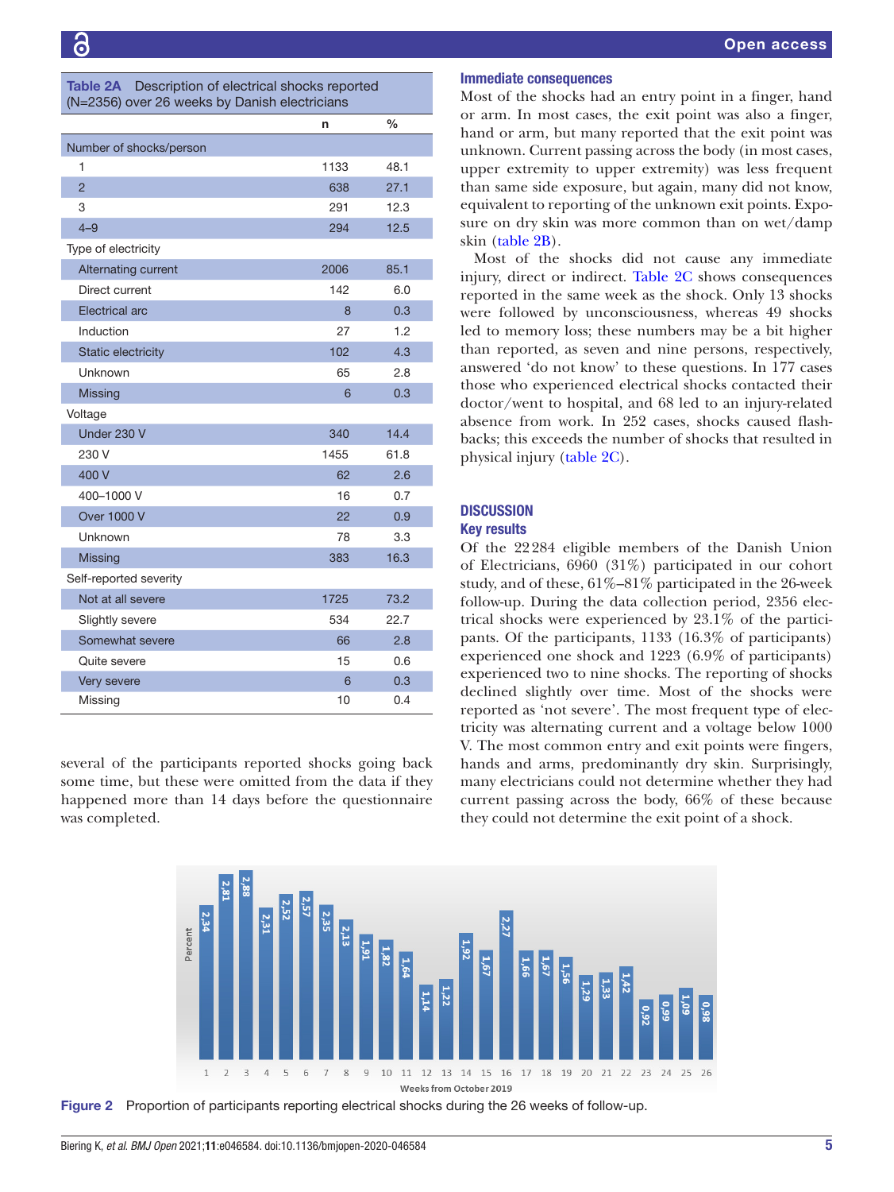**Table 2A** Description of electrical shocks reported (N=2356) over 26 weeks by Danish electricians

| | n | % |
|---|---|---|
| Number of shocks/person | | |
| 1 | 1133 | 48.1 |
| 2 | 638 | 27.1 |
| 3 | 291 | 12.3 |
| 4–9 | 294 | 12.5 |
| Type of electricity | | |
| Alternating current | 2006 | 85.1 |
| Direct current | 142 | 6.0 |
| Electrical arc | 8 | 0.3 |
| Induction | 27 | 1.2 |
| Static electricity | 102 | 4.3 |
| Unknown | 65 | 2.8 |
| Missing | 6 | 0.3 |
| Voltage | | |
| Under 230 V | 340 | 14.4 |
| 230 V | 1455 | 61.8 |
| 400 V | 62 | 2.6 |
| 400–1000 V | 16 | 0.7 |
| Over 1000 V | 22 | 0.9 |
| Unknown | 78 | 3.3 |
| Missing | 383 | 16.3 |
| Self-reported severity | | |
| Not at all severe | 1725 | 73.2 |
| Slightly severe | 534 | 22.7 |
| Somewhat severe | 66 | 2.8 |
| Quite severe | 15 | 0.6 |
| Very severe | 6 | 0.3 |
| Missing | 10 | 0.4 |

several of the participants reported shocks going back some time, but these were omitted from the data if they happened more than 14 days before the questionnaire was completed.

### Immediate consequences

Most of the shocks had an entry point in a finger, hand or arm. In most cases, the exit point was also a finger, hand or arm, but many reported that the exit point was unknown. Current passing across the body (in most cases, upper extremity to upper extremity) was less frequent than same side exposure, but again, many did not know, equivalent to reporting of the unknown exit points. Exposure on dry skin was more common than on wet/damp skin (table 2B).

Most of the shocks did not cause any immediate injury, direct or indirect. Table 2C shows consequences reported in the same week as the shock. Only 13 shocks were followed by unconsciousness, whereas 49 shocks led to memory loss; these numbers may be a bit higher than reported, as seven and nine persons, respectively, answered 'do not know' to these questions. In 177 cases those who experienced electrical shocks contacted their doctor/went to hospital, and 68 led to an injury-related absence from work. In 252 cases, shocks caused flashbacks; this exceeds the number of shocks that resulted in physical injury (table 2C).

## DISCUSSION

### Key results

Of the 22 284 eligible members of the Danish Union of Electricians, 6960 (31%) participated in our cohort study, and of these, 61%–81% participated in the 26-week follow-up. During the data collection period, 2356 electrical shocks were experienced by 23.1% of the participants. Of the participants, 1133 (16.3% of participants) experienced one shock and 1223 (6.9% of participants) experienced two to nine shocks. The reporting of shocks declined slightly over time. Most of the shocks were reported as 'not severe'. The most frequent type of electricity was alternating current and a voltage below 1000 V. The most common entry and exit points were fingers, hands and arms, predominantly dry skin. Surprisingly, many electricians could not determine whether they had current passing across the body, 66% of these because they could not determine the exit point of a shock.

**Figure 2** Proportion of participants reporting electrical shocks during the 26 weeks of follow-up.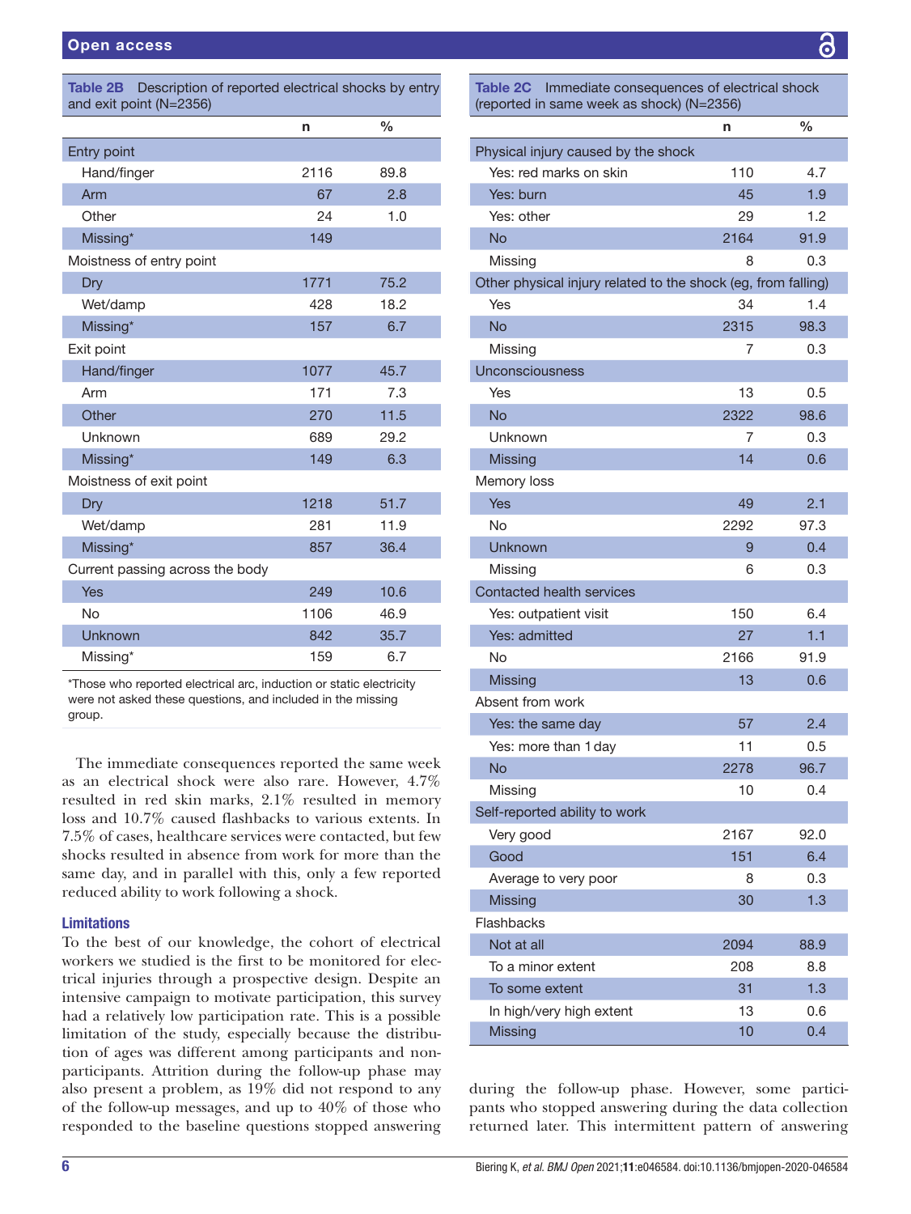**Table 2B** Description of reported electrical shocks by entry and exit point (N=2356)

| | n | % |
|---|---|---|
| **Entry point** | | |
| Hand/finger | 2116 | 89.8 |
| Arm | 67 | 2.8 |
| Other | 24 | 1.0 |
| Missing* | 149 | |
| **Moistness of entry point** | | |
| Dry | 1771 | 75.2 |
| Wet/damp | 428 | 18.2 |
| Missing* | 157 | 6.7 |
| **Exit point** | | |
| Hand/finger | 1077 | 45.7 |
| Arm | 171 | 7.3 |
| Other | 270 | 11.5 |
| Unknown | 689 | 29.2 |
| Missing* | 149 | 6.3 |
| **Moistness of exit point** | | |
| Dry | 1218 | 51.7 |
| Wet/damp | 281 | 11.9 |
| Missing* | 857 | 36.4 |
| **Current passing across the body** | | |
| Yes | 249 | 10.6 |
| No | 1106 | 46.9 |
| Unknown | 842 | 35.7 |
| Missing* | 159 | 6.7 |

*Those who reported electrical arc, induction or static electricity were not asked these questions, and included in the missing group.

The immediate consequences reported the same week as an electrical shock were also rare. However, 4.7% resulted in red skin marks, 2.1% resulted in memory loss and 10.7% caused flashbacks to various extents. In 7.5% of cases, healthcare services were contacted, but few shocks resulted in absence from work for more than the same day, and in parallel with this, only a few reported reduced ability to work following a shock.

### Limitations

To the best of our knowledge, the cohort of electrical workers we studied is the first to be monitored for electrical injuries through a prospective design. Despite an intensive campaign to motivate participation, this survey had a relatively low participation rate. This is a possible limitation of the study, especially because the distribution of ages was different among participants and non-participants. Attrition during the follow-up phase may also present a problem, as 19% did not respond to any of the follow-up messages, and up to 40% of those who responded to the baseline questions stopped answering during the follow-up phase. However, some participants who stopped answering during the data collection returned later. This intermittent pattern of answering

**Table 2C** Immediate consequences of electrical shock (reported in same week as shock) (N=2356)

| | n | % |
|---|---|---|
| **Physical injury caused by the shock** | | |
| Yes: red marks on skin | 110 | 4.7 |
| Yes: burn | 45 | 1.9 |
| Yes: other | 29 | 1.2 |
| No | 2164 | 91.9 |
| Missing | 8 | 0.3 |
| **Other physical injury related to the shock (eg, from falling)** | | |
| Yes | 34 | 1.4 |
| No | 2315 | 98.3 |
| Missing | 7 | 0.3 |
| **Unconsciousness** | | |
| Yes | 13 | 0.5 |
| No | 2322 | 98.6 |
| Unknown | 7 | 0.3 |
| Missing | 14 | 0.6 |
| **Memory loss** | | |
| Yes | 49 | 2.1 |
| No | 2292 | 97.3 |
| Unknown | 9 | 0.4 |
| Missing | 6 | 0.3 |
| **Contacted health services** | | |
| Yes: outpatient visit | 150 | 6.4 |
| Yes: admitted | 27 | 1.1 |
| No | 2166 | 91.9 |
| Missing | 13 | 0.6 |
| **Absent from work** | | |
| Yes: the same day | 57 | 2.4 |
| Yes: more than 1 day | 11 | 0.5 |
| No | 2278 | 96.7 |
| Missing | 10 | 0.4 |
| **Self-reported ability to work** | | |
| Very good | 2167 | 92.0 |
| Good | 151 | 6.4 |
| Average to very poor | 8 | 0.3 |
| Missing | 30 | 1.3 |
| **Flashbacks** | | |
| Not at all | 2094 | 88.9 |
| To a minor extent | 208 | 8.8 |
| To some extent | 31 | 1.3 |
| In high/very high extent | 13 | 0.6 |
| Missing | 10 | 0.4 |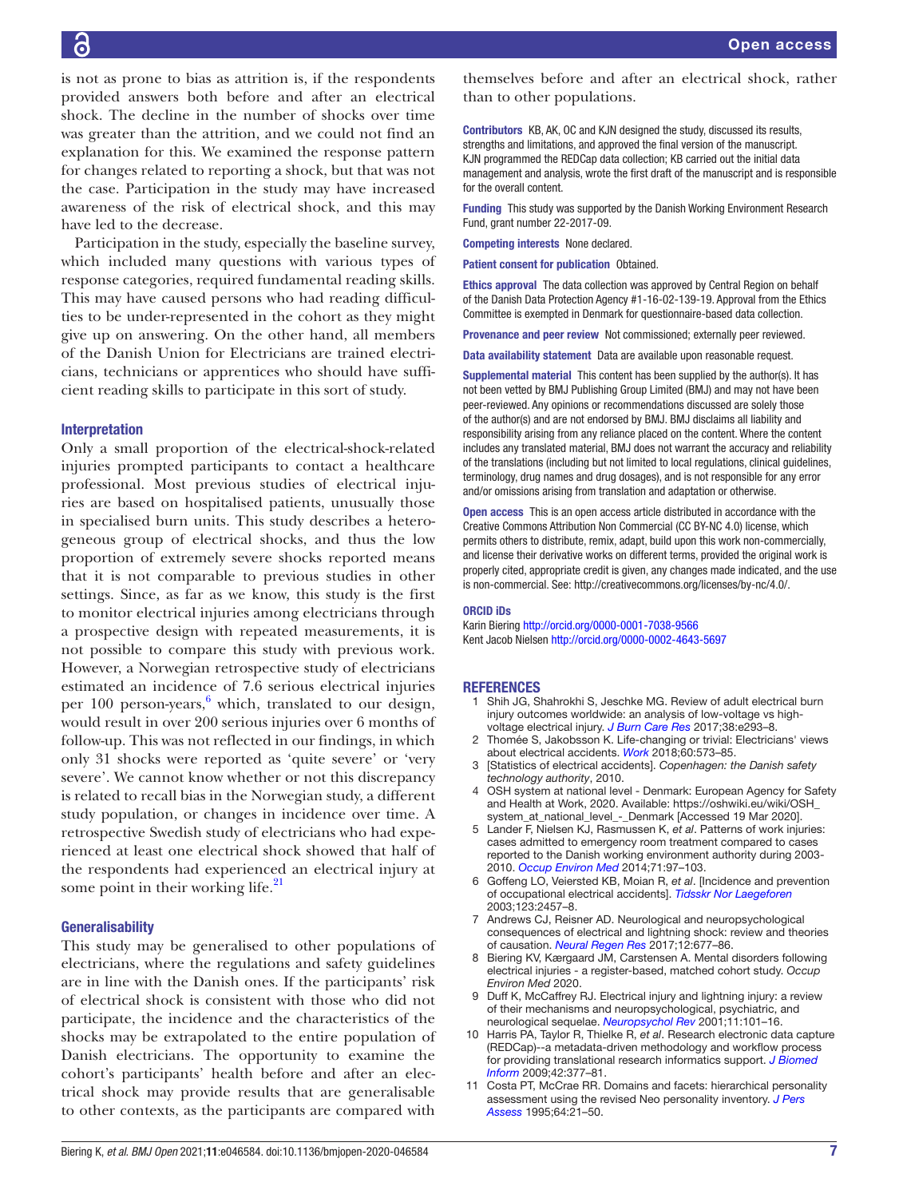is not as prone to bias as attrition is, if the respondents provided answers both before and after an electrical shock. The decline in the number of shocks over time was greater than the attrition, and we could not find an explanation for this. We examined the response pattern for changes related to reporting a shock, but that was not the case. Participation in the study may have increased awareness of the risk of electrical shock, and this may have led to the decrease.

Participation in the study, especially the baseline survey, which included many questions with various types of response categories, required fundamental reading skills. This may have caused persons who had reading difficulties to be under-represented in the cohort as they might give up on answering. On the other hand, all members of the Danish Union for Electricians are trained electricians, technicians or apprentices who should have sufficient reading skills to participate in this sort of study.

### Interpretation

Only a small proportion of the electrical-shock-related injuries prompted participants to contact a healthcare professional. Most previous studies of electrical injuries are based on hospitalised patients, unusually those in specialised burn units. This study describes a heterogeneous group of electrical shocks, and thus the low proportion of extremely severe shocks reported means that it is not comparable to previous studies in other settings. Since, as far as we know, this study is the first to monitor electrical injuries among electricians through a prospective design with repeated measurements, it is not possible to compare this study with previous work. However, a Norwegian retrospective study of electricians estimated an incidence of 7.6 serious electrical injuries per 100 person-years,[6] which, translated to our design, would result in over 200 serious injuries over 6 months of follow-up. This was not reflected in our findings, in which only 31 shocks were reported as 'quite severe' or 'very severe'. We cannot know whether or not this discrepancy is related to recall bias in the Norwegian study, a different study population, or changes in incidence over time. A retrospective Swedish study of electricians who had experienced at least one electrical shock showed that half of the respondents had experienced an electrical injury at some point in their working life.[21]

### Generalisability

This study may be generalised to other populations of electricians, where the regulations and safety guidelines are in line with the Danish ones. If the participants' risk of electrical shock is consistent with those who did not participate, the incidence and the characteristics of the shocks may be extrapolated to the entire population of Danish electricians. The opportunity to examine the cohort's participants' health before and after an electrical shock may provide results that are generalisable to other contexts, as the participants are compared with themselves before and after an electrical shock, rather than to other populations.

**Contributors** KB, AK, OC and KJN designed the study, discussed its results, strengths and limitations, and approved the final version of the manuscript. KJN programmed the REDCap data collection; KB carried out the initial data management and analysis, wrote the first draft of the manuscript and is responsible for the overall content.

**Funding** This study was supported by the Danish Working Environment Research Fund, grant number 22-2017-09.

**Competing interests** None declared.

**Patient consent for publication** Obtained.

**Ethics approval** The data collection was approved by Central Region on behalf of the Danish Data Protection Agency #1-16-02-139-19. Approval from the Ethics Committee is exempted in Denmark for questionnaire-based data collection.

**Provenance and peer review** Not commissioned; externally peer reviewed.

**Data availability statement** Data are available upon reasonable request.

**Supplemental material** This content has been supplied by the author(s). It has not been vetted by BMJ Publishing Group Limited (BMJ) and may not have been peer-reviewed. Any opinions or recommendations discussed are solely those of the author(s) and are not endorsed by BMJ. BMJ disclaims all liability and responsibility arising from any reliance placed on the content. Where the content includes any translated material, BMJ does not warrant the accuracy and reliability of the translations (including but not limited to local regulations, clinical guidelines, terminology, drug names and drug dosages), and is not responsible for any error and/or omissions arising from translation and adaptation or otherwise.

**Open access** This is an open access article distributed in accordance with the Creative Commons Attribution Non Commercial (CC BY-NC 4.0) license, which permits others to distribute, remix, adapt, build upon this work non-commercially, and license their derivative works on different terms, provided the original work is properly cited, appropriate credit is given, any changes made indicated, and the use is non-commercial. See: http://creativecommons.org/licenses/by-nc/4.0/.

**ORCID iDs**

Karin Biering http://orcid.org/0000-0001-7038-9566
Kent Jacob Nielsen http://orcid.org/0000-0002-4643-5697

## REFERENCES

1. Shih JG, Shahrokhi S, Jeschke MG. Review of adult electrical burn injury outcomes worldwide: an analysis of low-voltage vs high-voltage electrical injury. *J Burn Care Res* 2017;38:e293–8.
2. Thomée S, Jakobsson K. Life-changing or trivial: Electricians' views about electrical accidents. *Work* 2018;60:573–85.
3. [Statistics of electrical accidents]. *Copenhagen: the Danish safety technology authority*, 2010.
4. OSH system at national level - Denmark: European Agency for Safety and Health at Work, 2020. Available: https://oshwiki.eu/wiki/OSH_system_at_national_level_-_Denmark [Accessed 19 Mar 2020].
5. Lander F, Nielsen KJ, Rasmussen K, *et al*. Patterns of work injuries: cases admitted to emergency room treatment compared to cases reported to the Danish working environment authority during 2003-2010. *Occup Environ Med* 2014;71:97–103.
6. Goffeng LO, Veiersted KB, Moian R, *et al*. [Incidence and prevention of occupational electrical accidents]. *Tidsskr Nor Laegeforen* 2003;123:2457–8.
7. Andrews CJ, Reisner AD. Neurological and neuropsychological consequences of electrical and lightning shock: review and theories of causation. *Neural Regen Res* 2017;12:677–86.
8. Biering KV, Kærgaard JM, Carstensen A. Mental disorders following electrical injuries - a register-based, matched cohort study. *Occup Environ Med* 2020.
9. Duff K, McCaffrey RJ. Electrical injury and lightning injury: a review of their mechanisms and neuropsychological, psychiatric, and neurological sequelae. *Neuropsychol Rev* 2001;11:101–16.
10. Harris PA, Taylor R, Thielke R, *et al*. Research electronic data capture (REDCap)--a metadata-driven methodology and workflow process for providing translational research informatics support. *J Biomed Inform* 2009;42:377–81.
11. Costa PT, McCrae RR. Domains and facets: hierarchical personality assessment using the revised Neo personality inventory. *J Pers Assess* 1995;64:21–50.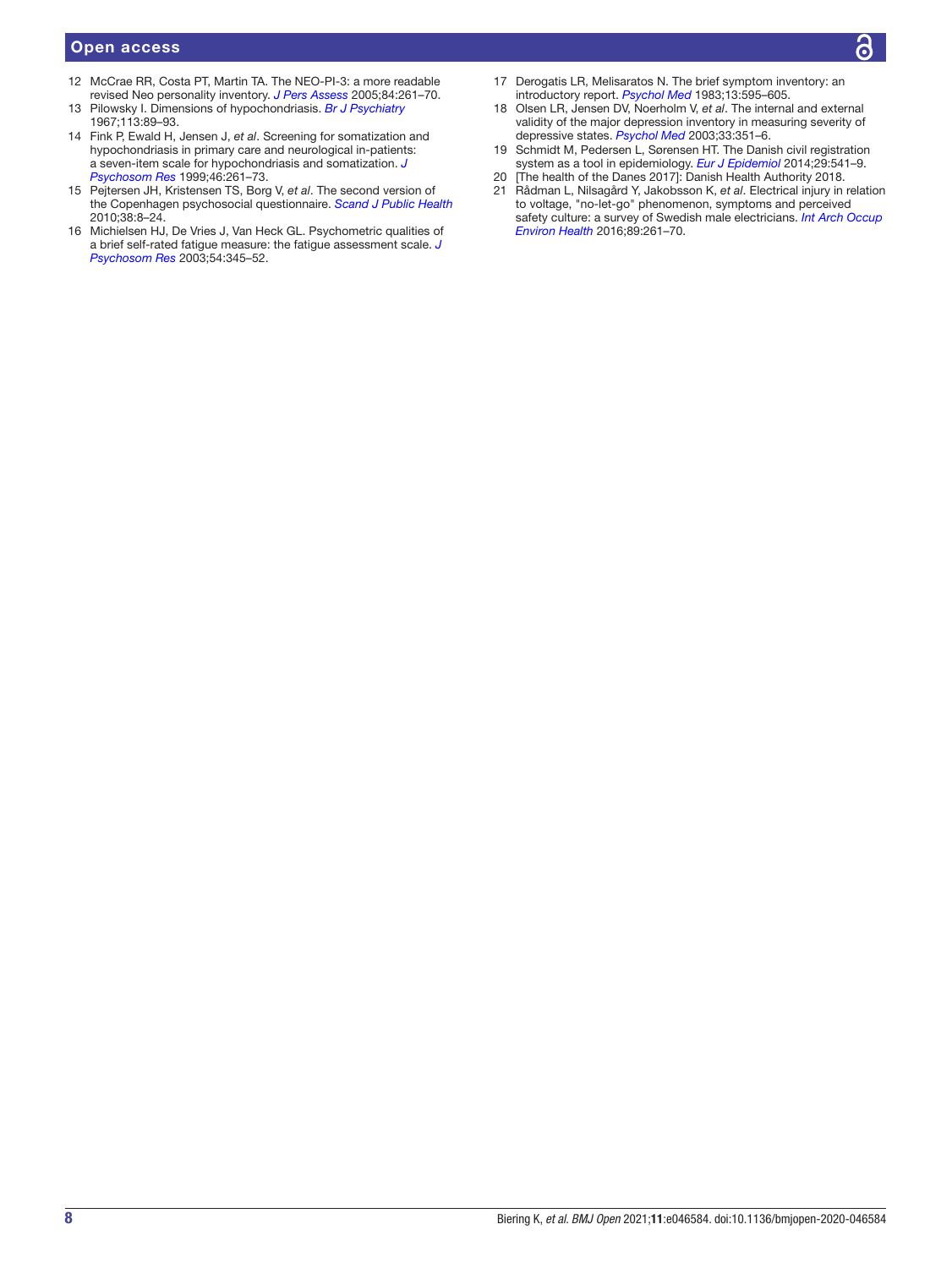12 McCrae RR, Costa PT, Martin TA. The NEO-PI-3: a more readable revised Neo personality inventory. *J Pers Assess* 2005;84:261–70.
13 Pilowsky I. Dimensions of hypochondriasis. *Br J Psychiatry* 1967;113:89–93.
14 Fink P, Ewald H, Jensen J, *et al*. Screening for somatization and hypochondriasis in primary care and neurological in-patients: a seven-item scale for hypochondriasis and somatization. *J Psychosom Res* 1999;46:261–73.
15 Pejtersen JH, Kristensen TS, Borg V, *et al*. The second version of the Copenhagen psychosocial questionnaire. *Scand J Public Health* 2010;38:8–24.
16 Michielsen HJ, De Vries J, Van Heck GL. Psychometric qualities of a brief self-rated fatigue measure: the fatigue assessment scale. *J Psychosom Res* 2003;54:345–52.
17 Derogatis LR, Melisaratos N. The brief symptom inventory: an introductory report. *Psychol Med* 1983;13:595–605.
18 Olsen LR, Jensen DV, Noerholm V, *et al*. The internal and external validity of the major depression inventory in measuring severity of depressive states. *Psychol Med* 2003;33:351–6.
19 Schmidt M, Pedersen L, Sørensen HT. The Danish civil registration system as a tool in epidemiology. *Eur J Epidemiol* 2014;29:541–9.
20 [The health of the Danes 2017]: Danish Health Authority 2018.
21 Rådman L, Nilsagård Y, Jakobsson K, *et al*. Electrical injury in relation to voltage, "no-let-go" phenomenon, symptoms and perceived safety culture: a survey of Swedish male electricians. *Int Arch Occup Environ Health* 2016;89:261–70.